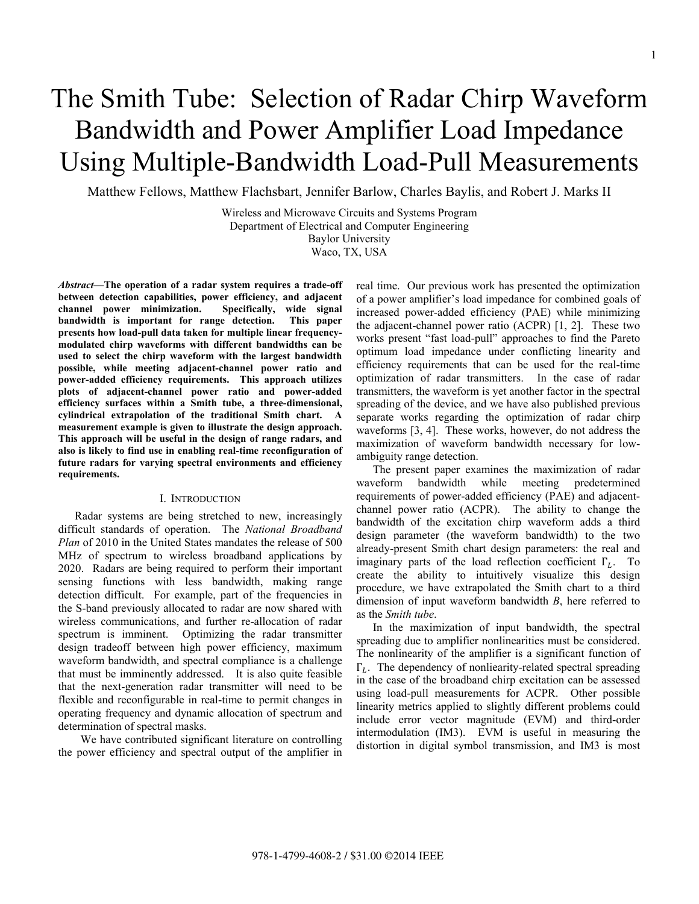# The Smith Tube: Selection of Radar Chirp Waveform Bandwidth and Power Amplifier Load Impedance Using Multiple-Bandwidth Load-Pull Measurements

Matthew Fellows, Matthew Flachsbart, Jennifer Barlow, Charles Baylis, and Robert J. Marks II

Wireless and Microwave Circuits and Systems Program
Department of Electrical and Computer Engineering
Baylor University
Waco, TX, USA

***Abstract*—The operation of a radar system requires a trade-off between detection capabilities, power efficiency, and adjacent channel power minimization. Specifically, wide signal bandwidth is important for range detection. This paper presents how load-pull data taken for multiple linear frequency-modulated chirp waveforms with different bandwidths can be used to select the chirp waveform with the largest bandwidth possible, while meeting adjacent-channel power ratio and power-added efficiency requirements. This approach utilizes plots of adjacent-channel power ratio and power-added efficiency surfaces within a Smith tube, a three-dimensional, cylindrical extrapolation of the traditional Smith chart. A measurement example is given to illustrate the design approach. This approach will be useful in the design of range radars, and also is likely to find use in enabling real-time reconfiguration of future radars for varying spectral environments and efficiency requirements.**

## I. Introduction

Radar systems are being stretched to new, increasingly difficult standards of operation. The *National Broadband Plan* of 2010 in the United States mandates the release of 500 MHz of spectrum to wireless broadband applications by 2020. Radars are being required to perform their important sensing functions with less bandwidth, making range detection difficult. For example, part of the frequencies in the S-band previously allocated to radar are now shared with wireless communications, and further re-allocation of radar spectrum is imminent. Optimizing the radar transmitter design tradeoff between high power efficiency, maximum waveform bandwidth, and spectral compliance is a challenge that must be imminently addressed. It is also quite feasible that the next-generation radar transmitter will need to be flexible and reconfigurable in real-time to permit changes in operating frequency and dynamic allocation of spectrum and determination of spectral masks.

We have contributed significant literature on controlling the power efficiency and spectral output of the amplifier in real time. Our previous work has presented the optimization of a power amplifier's load impedance for combined goals of increased power-added efficiency (PAE) while minimizing the adjacent-channel power ratio (ACPR) [1, 2]. These two works present "fast load-pull" approaches to find the Pareto optimum load impedance under conflicting linearity and efficiency requirements that can be used for the real-time optimization of radar transmitters. In the case of radar transmitters, the waveform is yet another factor in the spectral spreading of the device, and we have also published previous separate works regarding the optimization of radar chirp waveforms [3, 4]. These works, however, do not address the maximization of waveform bandwidth necessary for low-ambiguity range detection.

The present paper examines the maximization of radar waveform bandwidth while meeting predetermined requirements of power-added efficiency (PAE) and adjacent-channel power ratio (ACPR). The ability to change the bandwidth of the excitation chirp waveform adds a third design parameter (the waveform bandwidth) to the two already-present Smith chart design parameters: the real and imaginary parts of the load reflection coefficient $\Gamma_L$. To create the ability to intuitively visualize this design procedure, we have extrapolated the Smith chart to a third dimension of input waveform bandwidth $B$, here referred to as the *Smith tube*.

In the maximization of input bandwidth, the spectral spreading due to amplifier nonlinearities must be considered. The nonlinearity of the amplifier is a significant function of $\Gamma_L$. The dependency of nonliearity-related spectral spreading in the case of the broadband chirp excitation can be assessed using load-pull measurements for ACPR. Other possible linearity metrics applied to slightly different problems could include error vector magnitude (EVM) and third-order intermodulation (IM3). EVM is useful in measuring the distortion in digital symbol transmission, and IM3 is most

978-1-4799-4608-2 / $31.00 ©2014 IEEE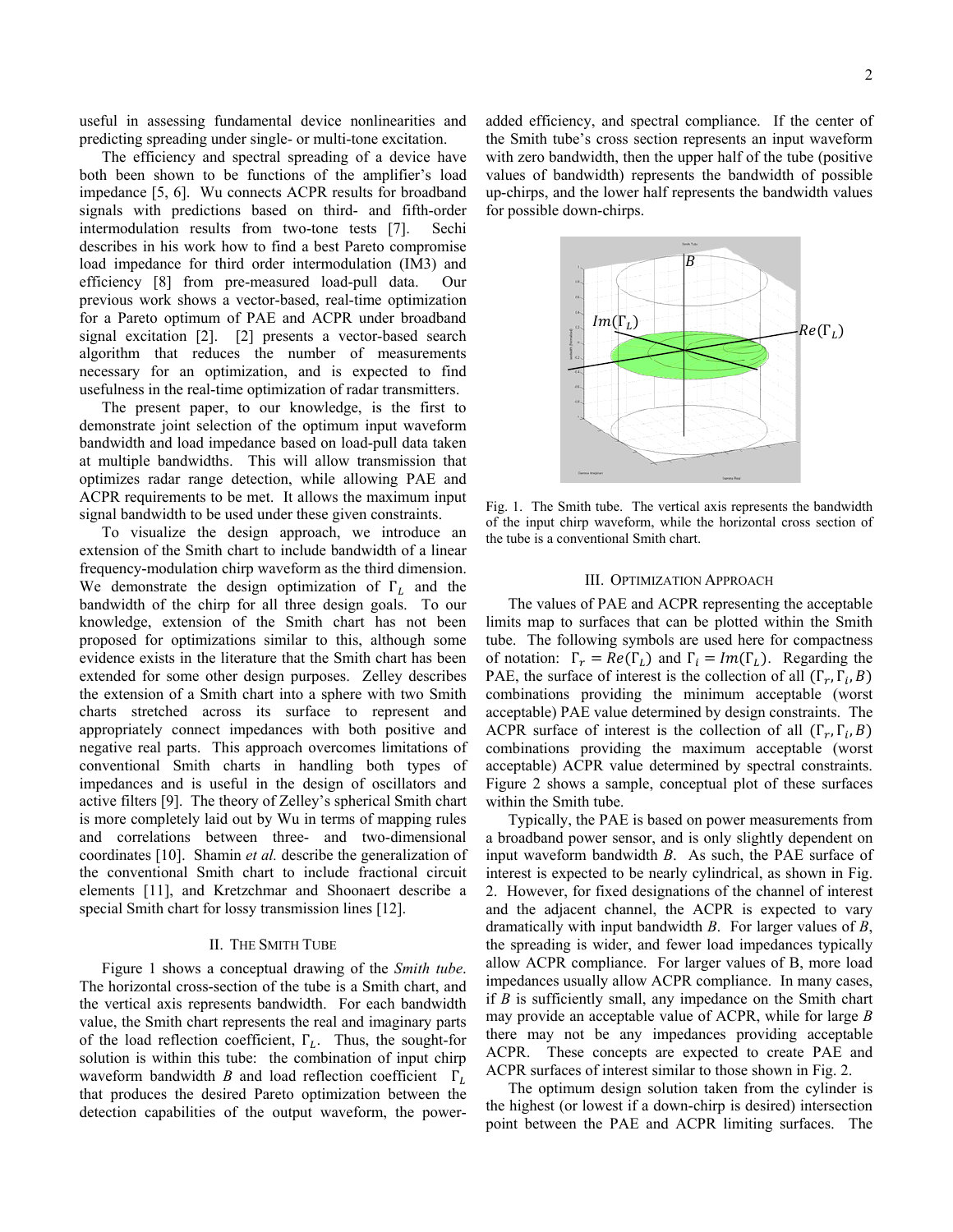useful in assessing fundamental device nonlinearities and predicting spreading under single- or multi-tone excitation.

The efficiency and spectral spreading of a device have both been shown to be functions of the amplifier's load impedance [5, 6]. Wu connects ACPR results for broadband signals with predictions based on third- and fifth-order intermodulation results from two-tone tests [7]. Sechi describes in his work how to find a best Pareto compromise load impedance for third order intermodulation (IM3) and efficiency [8] from pre-measured load-pull data. Our previous work shows a vector-based, real-time optimization for a Pareto optimum of PAE and ACPR under broadband signal excitation [2]. [2] presents a vector-based search algorithm that reduces the number of measurements necessary for an optimization, and is expected to find usefulness in the real-time optimization of radar transmitters.

The present paper, to our knowledge, is the first to demonstrate joint selection of the optimum input waveform bandwidth and load impedance based on load-pull data taken at multiple bandwidths. This will allow transmission that optimizes radar range detection, while allowing PAE and ACPR requirements to be met. It allows the maximum input signal bandwidth to be used under these given constraints.

To visualize the design approach, we introduce an extension of the Smith chart to include bandwidth of a linear frequency-modulation chirp waveform as the third dimension. We demonstrate the design optimization of $\Gamma_L$ and the bandwidth of the chirp for all three design goals. To our knowledge, extension of the Smith chart has not been proposed for optimizations similar to this, although some evidence exists in the literature that the Smith chart has been extended for some other design purposes. Zelley describes the extension of a Smith chart into a sphere with two Smith charts stretched across its surface to represent and appropriately connect impedances with both positive and negative real parts. This approach overcomes limitations of conventional Smith charts in handling both types of impedances and is useful in the design of oscillators and active filters [9]. The theory of Zelley's spherical Smith chart is more completely laid out by Wu in terms of mapping rules and correlations between three- and two-dimensional coordinates [10]. Shamin *et al.* describe the generalization of the conventional Smith chart to include fractional circuit elements [11], and Kretzchmar and Shoonaert describe a special Smith chart for lossy transmission lines [12].

## II. The Smith Tube

Figure 1 shows a conceptual drawing of the *Smith tube*. The horizontal cross-section of the tube is a Smith chart, and the vertical axis represents bandwidth. For each bandwidth value, the Smith chart represents the real and imaginary parts of the load reflection coefficient, $\Gamma_L$. Thus, the sought-for solution is within this tube: the combination of input chirp waveform bandwidth $B$ and load reflection coefficient $\Gamma_L$ that produces the desired Pareto optimization between the detection capabilities of the output waveform, the power-added efficiency, and spectral compliance. If the center of the Smith tube's cross section represents an input waveform with zero bandwidth, then the upper half of the tube (positive values of bandwidth) represents the bandwidth of possible up-chirps, and the lower half represents the bandwidth values for possible down-chirps.

Fig. 1. The Smith tube. The vertical axis represents the bandwidth of the input chirp waveform, while the horizontal cross section of the tube is a conventional Smith chart.

## III. Optimization Approach

The values of PAE and ACPR representing the acceptable limits map to surfaces that can be plotted within the Smith tube. The following symbols are used here for compactness of notation: $\Gamma_r = Re(\Gamma_L)$ and $\Gamma_i = Im(\Gamma_L)$. Regarding the PAE, the surface of interest is the collection of all $(\Gamma_r, \Gamma_i, B)$ combinations providing the minimum acceptable (worst acceptable) PAE value determined by design constraints. The ACPR surface of interest is the collection of all $(\Gamma_r, \Gamma_i, B)$ combinations providing the maximum acceptable (worst acceptable) ACPR value determined by spectral constraints. Figure 2 shows a sample, conceptual plot of these surfaces within the Smith tube.

Typically, the PAE is based on power measurements from a broadband power sensor, and is only slightly dependent on input waveform bandwidth $B$. As such, the PAE surface of interest is expected to be nearly cylindrical, as shown in Fig. 2. However, for fixed designations of the channel of interest and the adjacent channel, the ACPR is expected to vary dramatically with input bandwidth $B$. For larger values of $B$, the spreading is wider, and fewer load impedances typically allow ACPR compliance. For larger values of B, more load impedances usually allow ACPR compliance. In many cases, if $B$ is sufficiently small, any impedance on the Smith chart may provide an acceptable value of ACPR, while for large $B$ there may not be any impedances providing acceptable ACPR. These concepts are expected to create PAE and ACPR surfaces of interest similar to those shown in Fig. 2.

The optimum design solution taken from the cylinder is the highest (or lowest if a down-chirp is desired) intersection point between the PAE and ACPR limiting surfaces. The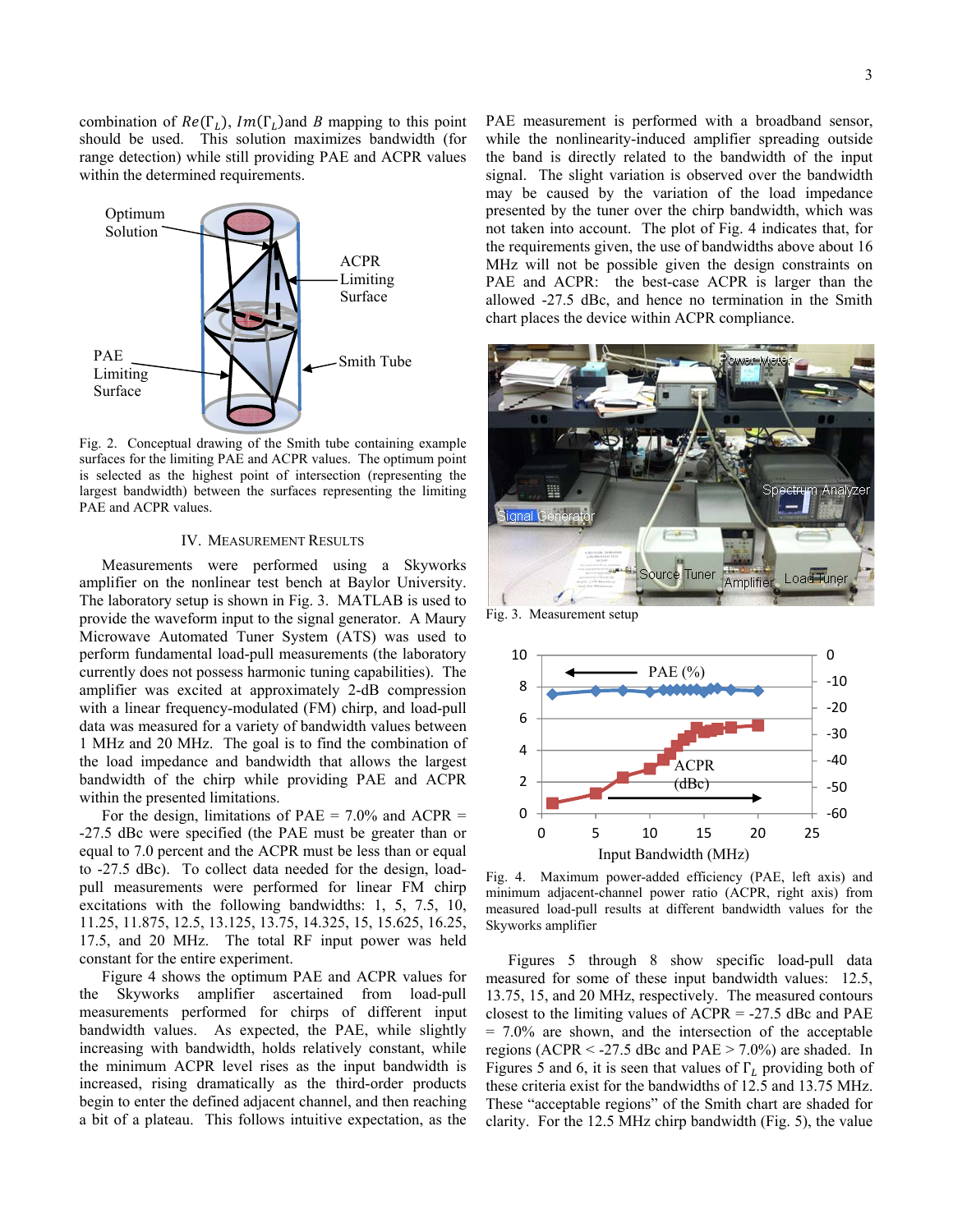combination of $Re(\Gamma_L)$, $Im(\Gamma_L)$ and $B$ mapping to this point should be used. This solution maximizes bandwidth (for range detection) while still providing PAE and ACPR values within the determined requirements.

Fig. 2. Conceptual drawing of the Smith tube containing example surfaces for the limiting PAE and ACPR values. The optimum point is selected as the highest point of intersection (representing the largest bandwidth) between the surfaces representing the limiting PAE and ACPR values.

## IV. Measurement Results

Measurements were performed using a Skyworks amplifier on the nonlinear test bench at Baylor University. The laboratory setup is shown in Fig. 3. MATLAB is used to provide the waveform input to the signal generator. A Maury Microwave Automated Tuner System (ATS) was used to perform fundamental load-pull measurements (the laboratory currently does not possess harmonic tuning capabilities). The amplifier was excited at approximately 2-dB compression with a linear frequency-modulated (FM) chirp, and load-pull data was measured for a variety of bandwidth values between 1 MHz and 20 MHz. The goal is to find the combination of the load impedance and bandwidth that allows the largest bandwidth of the chirp while providing PAE and ACPR within the presented limitations.

For the design, limitations of PAE = 7.0% and ACPR = -27.5 dBc were specified (the PAE must be greater than or equal to 7.0 percent and the ACPR must be less than or equal to -27.5 dBc). To collect data needed for the design, load-pull measurements were performed for linear FM chirp excitations with the following bandwidths: 1, 5, 7.5, 10, 11.25, 11.875, 12.5, 13.125, 13.75, 14.325, 15, 15.625, 16.25, 17.5, and 20 MHz. The total RF input power was held constant for the entire experiment.

Figure 4 shows the optimum PAE and ACPR values for the Skyworks amplifier ascertained from load-pull measurements performed for chirps of different input bandwidth values. As expected, the PAE, while slightly increasing with bandwidth, holds relatively constant, while the minimum ACPR level rises as the input bandwidth is increased, rising dramatically as the third-order products begin to enter the defined adjacent channel, and then reaching a bit of a plateau. This follows intuitive expectation, as the PAE measurement is performed with a broadband sensor, while the nonlinearity-induced amplifier spreading outside the band is directly related to the bandwidth of the input signal. The slight variation is observed over the bandwidth may be caused by the variation of the load impedance presented by the tuner over the chirp bandwidth, which was not taken into account. The plot of Fig. 4 indicates that, for the requirements given, the use of bandwidths above about 16 MHz will not be possible given the design constraints on PAE and ACPR: the best-case ACPR is larger than the allowed -27.5 dBc, and hence no termination in the Smith chart places the device within ACPR compliance.

Fig. 3. Measurement setup

Fig. 4. Maximum power-added efficiency (PAE, left axis) and minimum adjacent-channel power ratio (ACPR, right axis) from measured load-pull results at different bandwidth values for the Skyworks amplifier

Figures 5 through 8 show specific load-pull data measured for some of these input bandwidth values: 12.5, 13.75, 15, and 20 MHz, respectively. The measured contours closest to the limiting values of ACPR = -27.5 dBc and PAE = 7.0% are shown, and the intersection of the acceptable regions (ACPR < -27.5 dBc and PAE > 7.0%) are shaded. In Figures 5 and 6, it is seen that values of $\Gamma_L$ providing both of these criteria exist for the bandwidths of 12.5 and 13.75 MHz. These "acceptable regions" of the Smith chart are shaded for clarity. For the 12.5 MHz chirp bandwidth (Fig. 5), the value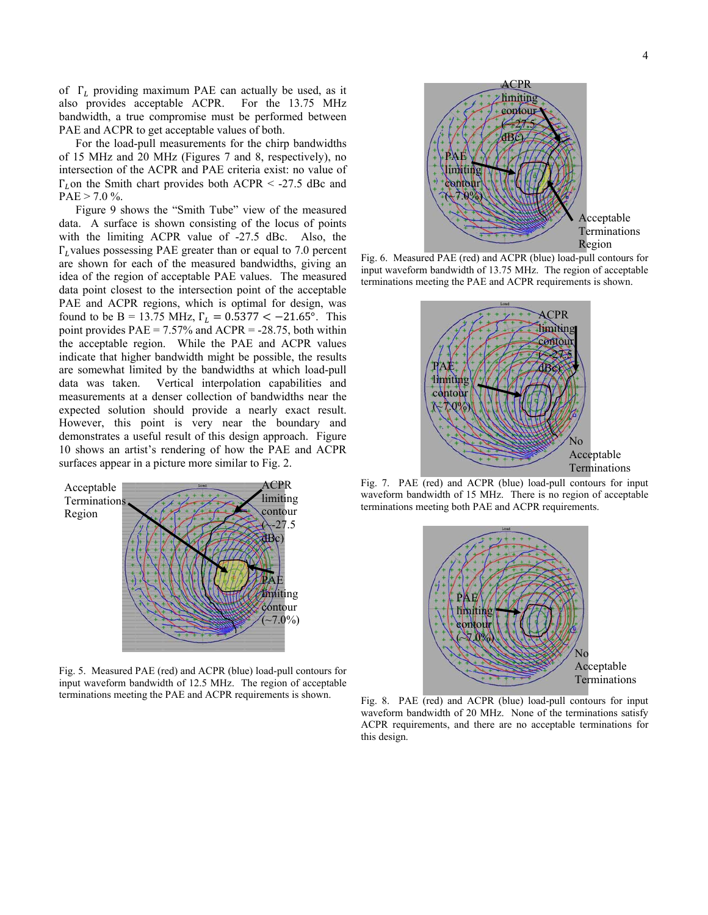of $\Gamma_L$ providing maximum PAE can actually be used, as it also provides acceptable ACPR. For the 13.75 MHz bandwidth, a true compromise must be performed between PAE and ACPR to get acceptable values of both.

For the load-pull measurements for the chirp bandwidths of 15 MHz and 20 MHz (Figures 7 and 8, respectively), no intersection of the ACPR and PAE criteria exist: no value of $\Gamma_L$ on the Smith chart provides both ACPR < -27.5 dBc and PAE > 7.0 %.

Figure 9 shows the "Smith Tube" view of the measured data. A surface is shown consisting of the locus of points with the limiting ACPR value of -27.5 dBc. Also, the $\Gamma_L$ values possessing PAE greater than or equal to 7.0 percent are shown for each of the measured bandwidths, giving an idea of the region of acceptable PAE values. The measured data point closest to the intersection point of the acceptable PAE and ACPR regions, which is optimal for design, was found to be B = 13.75 MHz, $\Gamma_L = 0.5377 < -21.65°$. This point provides PAE = 7.57% and ACPR = -28.75, both within the acceptable region. While the PAE and ACPR values indicate that higher bandwidth might be possible, the results are somewhat limited by the bandwidths at which load-pull data was taken. Vertical interpolation capabilities and measurements at a denser collection of bandwidths near the expected solution should provide a nearly exact result. However, this point is very near the boundary and demonstrates a useful result of this design approach. Figure 10 shows an artist's rendering of how the PAE and ACPR surfaces appear in a picture more similar to Fig. 2.

Acceptable Terminations Region

ACPR limiting contour (~-27.5 dBc)

PAE limiting contour (~7.0%)

Fig. 5. Measured PAE (red) and ACPR (blue) load-pull contours for input waveform bandwidth of 12.5 MHz. The region of acceptable terminations meeting the PAE and ACPR requirements is shown.

ACPR limiting contour (~-27.5 dBc)

PAE limiting contour (~7.0%)

Acceptable Terminations Region

Fig. 6. Measured PAE (red) and ACPR (blue) load-pull contours for input waveform bandwidth of 13.75 MHz. The region of acceptable terminations meeting the PAE and ACPR requirements is shown.

ACPR limiting contour (~-27.5 dBc)

PAE limiting contour (~7.0%)

No Acceptable Terminations

Fig. 7. PAE (red) and ACPR (blue) load-pull contours for input waveform bandwidth of 15 MHz. There is no region of acceptable terminations meeting both PAE and ACPR requirements.

PAE limiting contour (~7.0%)

No Acceptable Terminations

Fig. 8. PAE (red) and ACPR (blue) load-pull contours for input waveform bandwidth of 20 MHz. None of the terminations satisfy ACPR requirements, and there are no acceptable terminations for this design.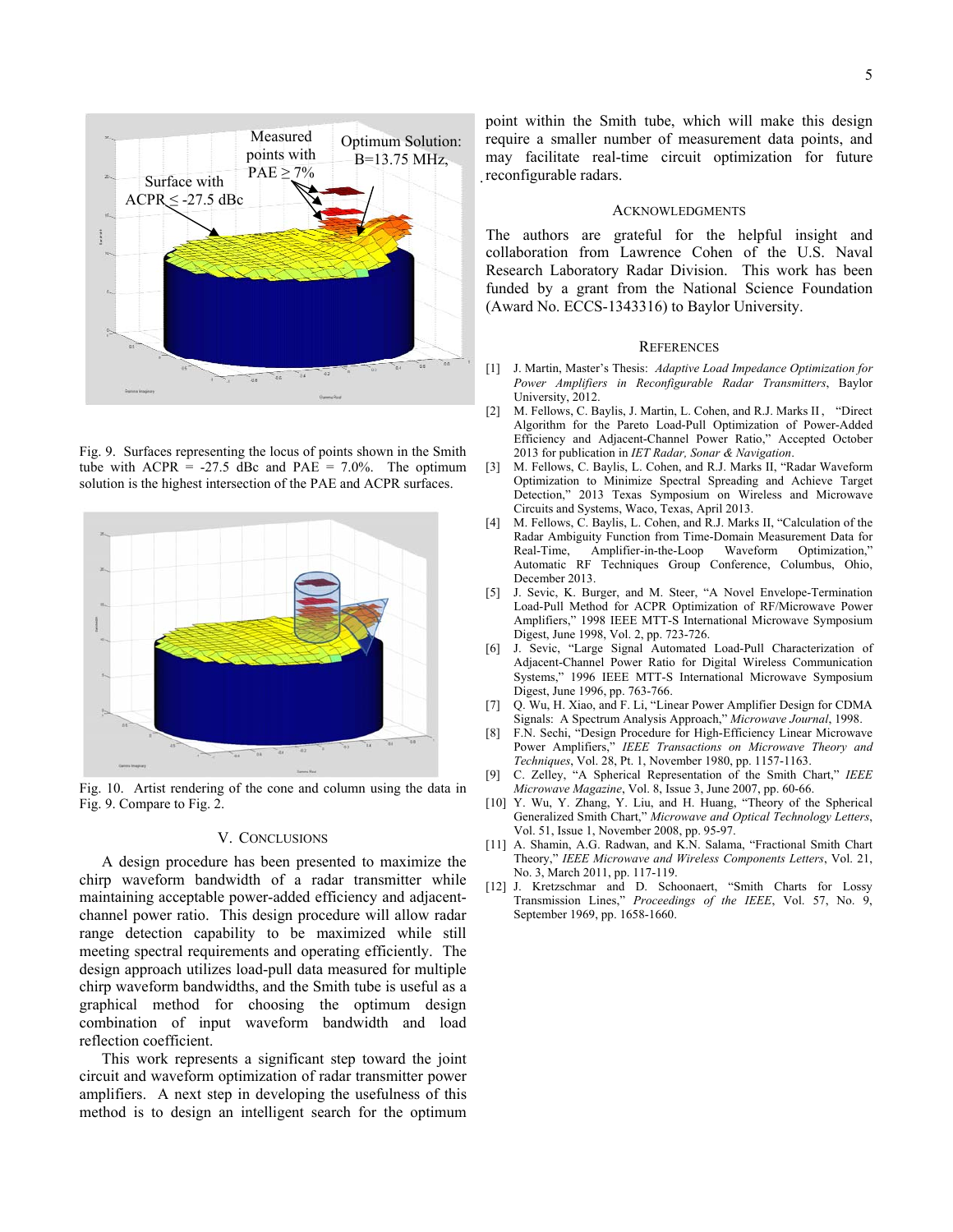Measured points with PAE ≥ 7%

Optimum Solution: B=13.75 MHz,

Surface with ACPR ≤ -27.5 dBc

Fig. 9. Surfaces representing the locus of points shown in the Smith tube with ACPR = -27.5 dBc and PAE = 7.0%. The optimum solution is the highest intersection of the PAE and ACPR surfaces.

Fig. 10. Artist rendering of the cone and column using the data in Fig. 9. Compare to Fig. 2.

## V. Conclusions

A design procedure has been presented to maximize the chirp waveform bandwidth of a radar transmitter while maintaining acceptable power-added efficiency and adjacent-channel power ratio. This design procedure will allow radar range detection capability to be maximized while still meeting spectral requirements and operating efficiently. The design approach utilizes load-pull data measured for multiple chirp waveform bandwidths, and the Smith tube is useful as a graphical method for choosing the optimum design combination of input waveform bandwidth and load reflection coefficient.

This work represents a significant step toward the joint circuit and waveform optimization of radar transmitter power amplifiers. A next step in developing the usefulness of this method is to design an intelligent search for the optimum point within the Smith tube, which will make this design require a smaller number of measurement data points, and may facilitate real-time circuit optimization for future reconfigurable radars.

## Acknowledgments

The authors are grateful for the helpful insight and collaboration from Lawrence Cohen of the U.S. Naval Research Laboratory Radar Division. This work has been funded by a grant from the National Science Foundation (Award No. ECCS-1343316) to Baylor University.

## References

[1] J. Martin, Master's Thesis: *Adaptive Load Impedance Optimization for Power Amplifiers in Reconfigurable Radar Transmitters*, Baylor University, 2012.

[2] M. Fellows, C. Baylis, J. Martin, L. Cohen, and R.J. Marks II, "Direct Algorithm for the Pareto Load-Pull Optimization of Power-Added Efficiency and Adjacent-Channel Power Ratio," Accepted October 2013 for publication in *IET Radar, Sonar & Navigation*.

[3] M. Fellows, C. Baylis, L. Cohen, and R.J. Marks II, "Radar Waveform Optimization to Minimize Spectral Spreading and Achieve Target Detection," 2013 Texas Symposium on Wireless and Microwave Circuits and Systems, Waco, Texas, April 2013.

[4] M. Fellows, C. Baylis, L. Cohen, and R.J. Marks II, "Calculation of the Radar Ambiguity Function from Time-Domain Measurement Data for Real-Time, Amplifier-in-the-Loop Waveform Optimization," Automatic RF Techniques Group Conference, Columbus, Ohio, December 2013.

[5] J. Sevic, K. Burger, and M. Steer, "A Novel Envelope-Termination Load-Pull Method for ACPR Optimization of RF/Microwave Power Amplifiers," 1998 IEEE MTT-S International Microwave Symposium Digest, June 1998, Vol. 2, pp. 723-726.

[6] J. Sevic, "Large Signal Automated Load-Pull Characterization of Adjacent-Channel Power Ratio for Digital Wireless Communication Systems," 1996 IEEE MTT-S International Microwave Symposium Digest, June 1996, pp. 763-766.

[7] Q. Wu, H. Xiao, and F. Li, "Linear Power Amplifier Design for CDMA Signals: A Spectrum Analysis Approach," *Microwave Journal*, 1998.

[8] F.N. Sechi, "Design Procedure for High-Efficiency Linear Microwave Power Amplifiers," *IEEE Transactions on Microwave Theory and Techniques*, Vol. 28, Pt. 1, November 1980, pp. 1157-1163.

[9] C. Zelley, "A Spherical Representation of the Smith Chart," *IEEE Microwave Magazine*, Vol. 8, Issue 3, June 2007, pp. 60-66.

[10] Y. Wu, Y. Zhang, Y. Liu, and H. Huang, "Theory of the Spherical Generalized Smith Chart," *Microwave and Optical Technology Letters*, Vol. 51, Issue 1, November 2008, pp. 95-97.

[11] A. Shamin, A.G. Radwan, and K.N. Salama, "Fractional Smith Chart Theory," *IEEE Microwave and Wireless Components Letters*, Vol. 21, No. 3, March 2011, pp. 117-119.

[12] J. Kretzschmar and D. Schoonaert, "Smith Charts for Lossy Transmission Lines," *Proceedings of the IEEE*, Vol. 57, No. 9, September 1969, pp. 1658-1660.